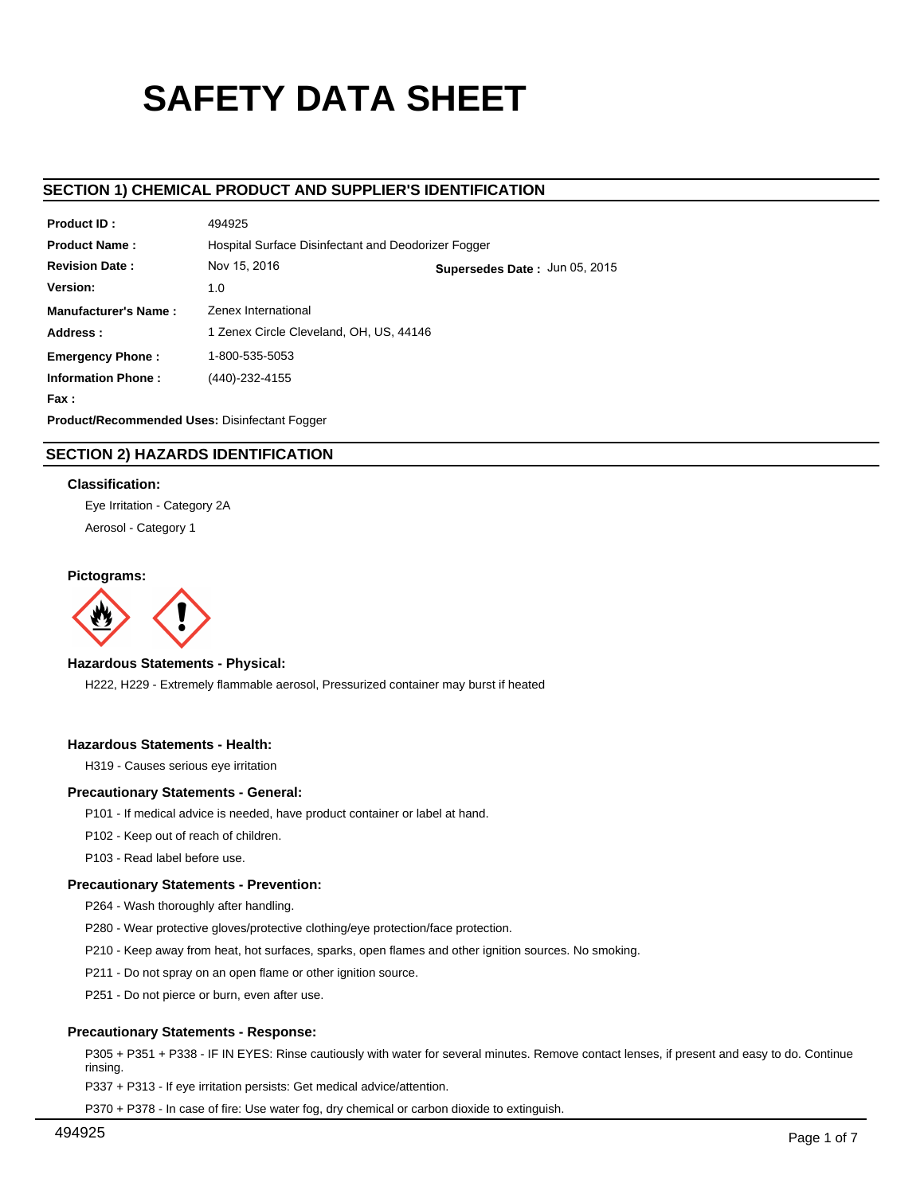# SAFETY DATA SHEET

## SECTION 1) CHEMICAL PRODUCT AND SUPPLIER'S IDENTIFICATION

**Product ID :** 494925

**Product Name :** Hospital Surface Disinfectant and Deodorizer Fogger

**Revision Date :** Nov 15, 2016 **Supersedes Date :** Jun 05, 2015

**Version:** 1.0

**Manufacturer's Name :** Zenex International

**Address :** 1 Zenex Circle Cleveland, OH, US, 44146

**Emergency Phone :** 1-800-535-5053

**Information Phone :** (440)-232-4155

**Fax :**

**Product/Recommended Uses:** Disinfectant Fogger

## SECTION 2) HAZARDS IDENTIFICATION

### Classification:

Eye Irritation - Category 2A

Aerosol - Category 1

### Pictograms:

### Hazardous Statements - Physical:

H222, H229 - Extremely flammable aerosol, Pressurized container may burst if heated

### Hazardous Statements - Health:

H319 - Causes serious eye irritation

### Precautionary Statements - General:

P101 - If medical advice is needed, have product container or label at hand.

P102 - Keep out of reach of children.

P103 - Read label before use.

### Precautionary Statements - Prevention:

P264 - Wash thoroughly after handling.

P280 - Wear protective gloves/protective clothing/eye protection/face protection.

P210 - Keep away from heat, hot surfaces, sparks, open flames and other ignition sources. No smoking.

P211 - Do not spray on an open flame or other ignition source.

P251 - Do not pierce or burn, even after use.

### Precautionary Statements - Response:

P305 + P351 + P338 - IF IN EYES: Rinse cautiously with water for several minutes. Remove contact lenses, if present and easy to do. Continue rinsing.

P337 + P313 - If eye irritation persists: Get medical advice/attention.

P370 + P378 - In case of fire: Use water fog, dry chemical or carbon dioxide to extinguish.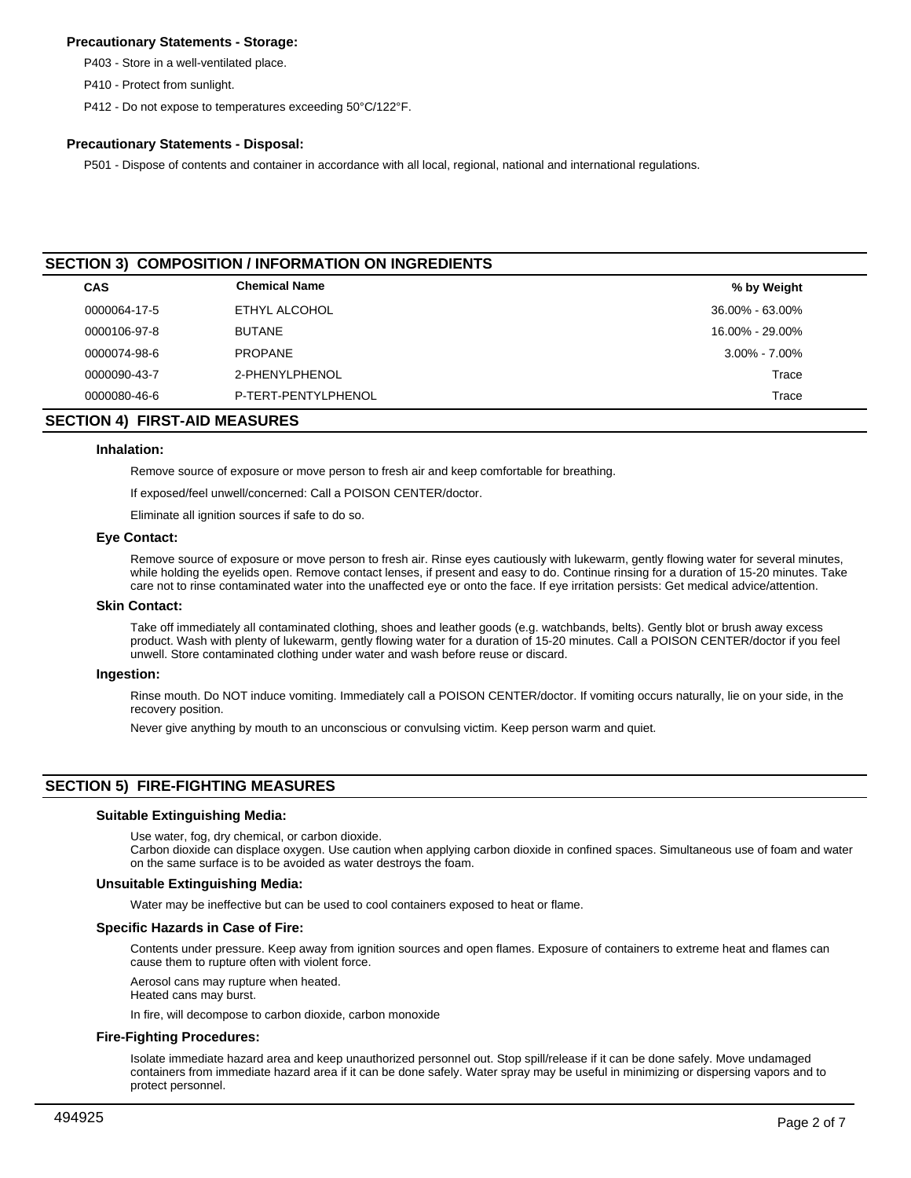### Precautionary Statements - Storage:

P403 - Store in a well-ventilated place.

P410 - Protect from sunlight.

P412 - Do not expose to temperatures exceeding 50°C/122°F.

### Precautionary Statements - Disposal:

P501 - Dispose of contents and container in accordance with all local, regional, national and international regulations.

## SECTION 3) COMPOSITION / INFORMATION ON INGREDIENTS

| CAS | Chemical Name | % by Weight |
|---|---|---|
| 0000064-17-5 | ETHYL ALCOHOL | 36.00% - 63.00% |
| 0000106-97-8 | BUTANE | 16.00% - 29.00% |
| 0000074-98-6 | PROPANE | 3.00% - 7.00% |
| 0000090-43-7 | 2-PHENYLPHENOL | Trace |
| 0000080-46-6 | P-TERT-PENTYLPHENOL | Trace |

## SECTION 4) FIRST-AID MEASURES

### Inhalation:

Remove source of exposure or move person to fresh air and keep comfortable for breathing.

If exposed/feel unwell/concerned: Call a POISON CENTER/doctor.

Eliminate all ignition sources if safe to do so.

### Eye Contact:

Remove source of exposure or move person to fresh air. Rinse eyes cautiously with lukewarm, gently flowing water for several minutes, while holding the eyelids open. Remove contact lenses, if present and easy to do. Continue rinsing for a duration of 15-20 minutes. Take care not to rinse contaminated water into the unaffected eye or onto the face. If eye irritation persists: Get medical advice/attention.

### Skin Contact:

Take off immediately all contaminated clothing, shoes and leather goods (e.g. watchbands, belts). Gently blot or brush away excess product. Wash with plenty of lukewarm, gently flowing water for a duration of 15-20 minutes. Call a POISON CENTER/doctor if you feel unwell. Store contaminated clothing under water and wash before reuse or discard.

### Ingestion:

Rinse mouth. Do NOT induce vomiting. Immediately call a POISON CENTER/doctor. If vomiting occurs naturally, lie on your side, in the recovery position.

Never give anything by mouth to an unconscious or convulsing victim. Keep person warm and quiet.

## SECTION 5) FIRE-FIGHTING MEASURES

### Suitable Extinguishing Media:

Use water, fog, dry chemical, or carbon dioxide.
Carbon dioxide can displace oxygen. Use caution when applying carbon dioxide in confined spaces. Simultaneous use of foam and water on the same surface is to be avoided as water destroys the foam.

### Unsuitable Extinguishing Media:

Water may be ineffective but can be used to cool containers exposed to heat or flame.

### Specific Hazards in Case of Fire:

Contents under pressure. Keep away from ignition sources and open flames. Exposure of containers to extreme heat and flames can cause them to rupture often with violent force.

Aerosol cans may rupture when heated.
Heated cans may burst.

In fire, will decompose to carbon dioxide, carbon monoxide

### Fire-Fighting Procedures:

Isolate immediate hazard area and keep unauthorized personnel out. Stop spill/release if it can be done safely. Move undamaged containers from immediate hazard area if it can be done safely. Water spray may be useful in minimizing or dispersing vapors and to protect personnel.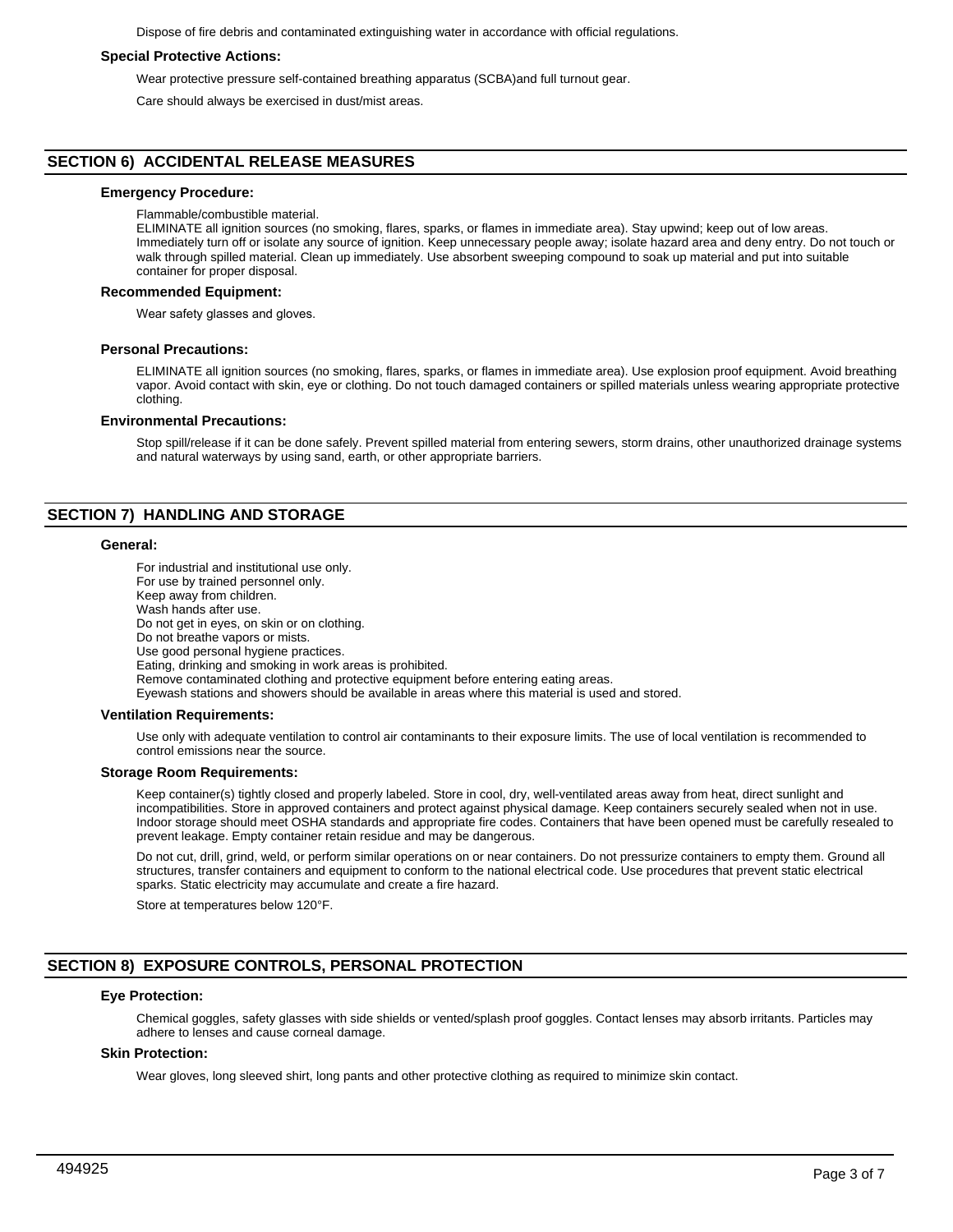Dispose of fire debris and contaminated extinguishing water in accordance with official regulations.

### Special Protective Actions:

Wear protective pressure self-contained breathing apparatus (SCBA)and full turnout gear.

Care should always be exercised in dust/mist areas.

## SECTION 6) ACCIDENTAL RELEASE MEASURES

### Emergency Procedure:

Flammable/combustible material.
ELIMINATE all ignition sources (no smoking, flares, sparks, or flames in immediate area). Stay upwind; keep out of low areas. Immediately turn off or isolate any source of ignition. Keep unnecessary people away; isolate hazard area and deny entry. Do not touch or walk through spilled material. Clean up immediately. Use absorbent sweeping compound to soak up material and put into suitable container for proper disposal.

### Recommended Equipment:

Wear safety glasses and gloves.

### Personal Precautions:

ELIMINATE all ignition sources (no smoking, flares, sparks, or flames in immediate area). Use explosion proof equipment. Avoid breathing vapor. Avoid contact with skin, eye or clothing. Do not touch damaged containers or spilled materials unless wearing appropriate protective clothing.

### Environmental Precautions:

Stop spill/release if it can be done safely. Prevent spilled material from entering sewers, storm drains, other unauthorized drainage systems and natural waterways by using sand, earth, or other appropriate barriers.

## SECTION 7) HANDLING AND STORAGE

### General:

For industrial and institutional use only.
For use by trained personnel only.
Keep away from children.
Wash hands after use.
Do not get in eyes, on skin or on clothing.
Do not breathe vapors or mists.
Use good personal hygiene practices.
Eating, drinking and smoking in work areas is prohibited.
Remove contaminated clothing and protective equipment before entering eating areas.
Eyewash stations and showers should be available in areas where this material is used and stored.

### Ventilation Requirements:

Use only with adequate ventilation to control air contaminants to their exposure limits. The use of local ventilation is recommended to control emissions near the source.

### Storage Room Requirements:

Keep container(s) tightly closed and properly labeled. Store in cool, dry, well-ventilated areas away from heat, direct sunlight and incompatibilities. Store in approved containers and protect against physical damage. Keep containers securely sealed when not in use. Indoor storage should meet OSHA standards and appropriate fire codes. Containers that have been opened must be carefully resealed to prevent leakage. Empty container retain residue and may be dangerous.

Do not cut, drill, grind, weld, or perform similar operations on or near containers. Do not pressurize containers to empty them. Ground all structures, transfer containers and equipment to conform to the national electrical code. Use procedures that prevent static electrical sparks. Static electricity may accumulate and create a fire hazard.

Store at temperatures below 120°F.

## SECTION 8) EXPOSURE CONTROLS, PERSONAL PROTECTION

### Eye Protection:

Chemical goggles, safety glasses with side shields or vented/splash proof goggles. Contact lenses may absorb irritants. Particles may adhere to lenses and cause corneal damage.

### Skin Protection:

Wear gloves, long sleeved shirt, long pants and other protective clothing as required to minimize skin contact.

494925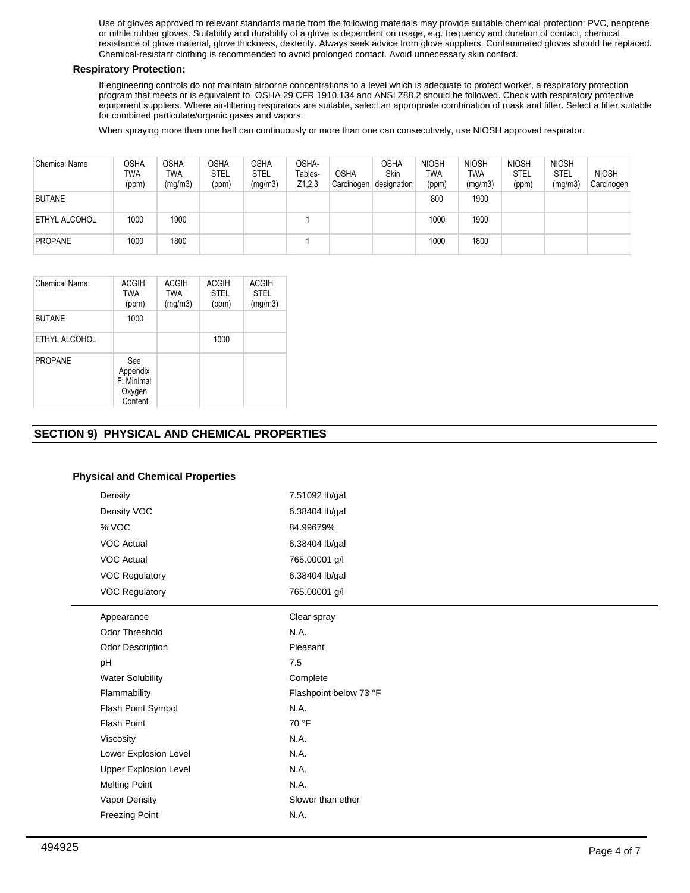Use of gloves approved to relevant standards made from the following materials may provide suitable chemical protection: PVC, neoprene or nitrile rubber gloves. Suitability and durability of a glove is dependent on usage, e.g. frequency and duration of contact, chemical resistance of glove material, glove thickness, dexterity. Always seek advice from glove suppliers. Contaminated gloves should be replaced. Chemical-resistant clothing is recommended to avoid prolonged contact. Avoid unnecessary skin contact.

**Respiratory Protection:**

If engineering controls do not maintain airborne concentrations to a level which is adequate to protect worker, a respiratory protection program that meets or is equivalent to OSHA 29 CFR 1910.134 and ANSI Z88.2 should be followed. Check with respiratory protective equipment suppliers. Where air-filtering respirators are suitable, select an appropriate combination of mask and filter. Select a filter suitable for combined particulate/organic gases and vapors.

When spraying more than one half can continuously or more than one can consecutively, use NIOSH approved respirator.

| Chemical Name | OSHA TWA (ppm) | OSHA TWA (mg/m3) | OSHA STEL (ppm) | OSHA STEL (mg/m3) | OSHA- Tables- Z1,2,3 | OSHA Carcinogen | OSHA Skin designation | NIOSH TWA (ppm) | NIOSH TWA (mg/m3) | NIOSH STEL (ppm) | NIOSH STEL (mg/m3) | NIOSH Carcinogen |
|---|---|---|---|---|---|---|---|---|---|---|---|---|
| BUTANE | | | | | | | | 800 | 1900 | | | |
| ETHYL ALCOHOL | 1000 | 1900 | | | 1 | | | 1000 | 1900 | | | |
| PROPANE | 1000 | 1800 | | | 1 | | | 1000 | 1800 | | | |

| Chemical Name | ACGIH TWA (ppm) | ACGIH TWA (mg/m3) | ACGIH STEL (ppm) | ACGIH STEL (mg/m3) |
|---|---|---|---|---|
| BUTANE | 1000 | | | |
| ETHYL ALCOHOL | | | 1000 | |
| PROPANE | See Appendix F: Minimal Oxygen Content | | | |

## SECTION 9) PHYSICAL AND CHEMICAL PROPERTIES

**Physical and Chemical Properties**

| | |
|---|---|
| Density | 7.51092 lb/gal |
| Density VOC | 6.38404 lb/gal |
| % VOC | 84.99679% |
| VOC Actual | 6.38404 lb/gal |
| VOC Actual | 765.00001 g/l |
| VOC Regulatory | 6.38404 lb/gal |
| VOC Regulatory | 765.00001 g/l |

| | |
|---|---|
| Appearance | Clear spray |
| Odor Threshold | N.A. |
| Odor Description | Pleasant |
| pH | 7.5 |
| Water Solubility | Complete |
| Flammability | Flashpoint below 73 °F |
| Flash Point Symbol | N.A. |
| Flash Point | 70 °F |
| Viscosity | N.A. |
| Lower Explosion Level | N.A. |
| Upper Explosion Level | N.A. |
| Melting Point | N.A. |
| Vapor Density | Slower than ether |
| Freezing Point | N.A. |

494925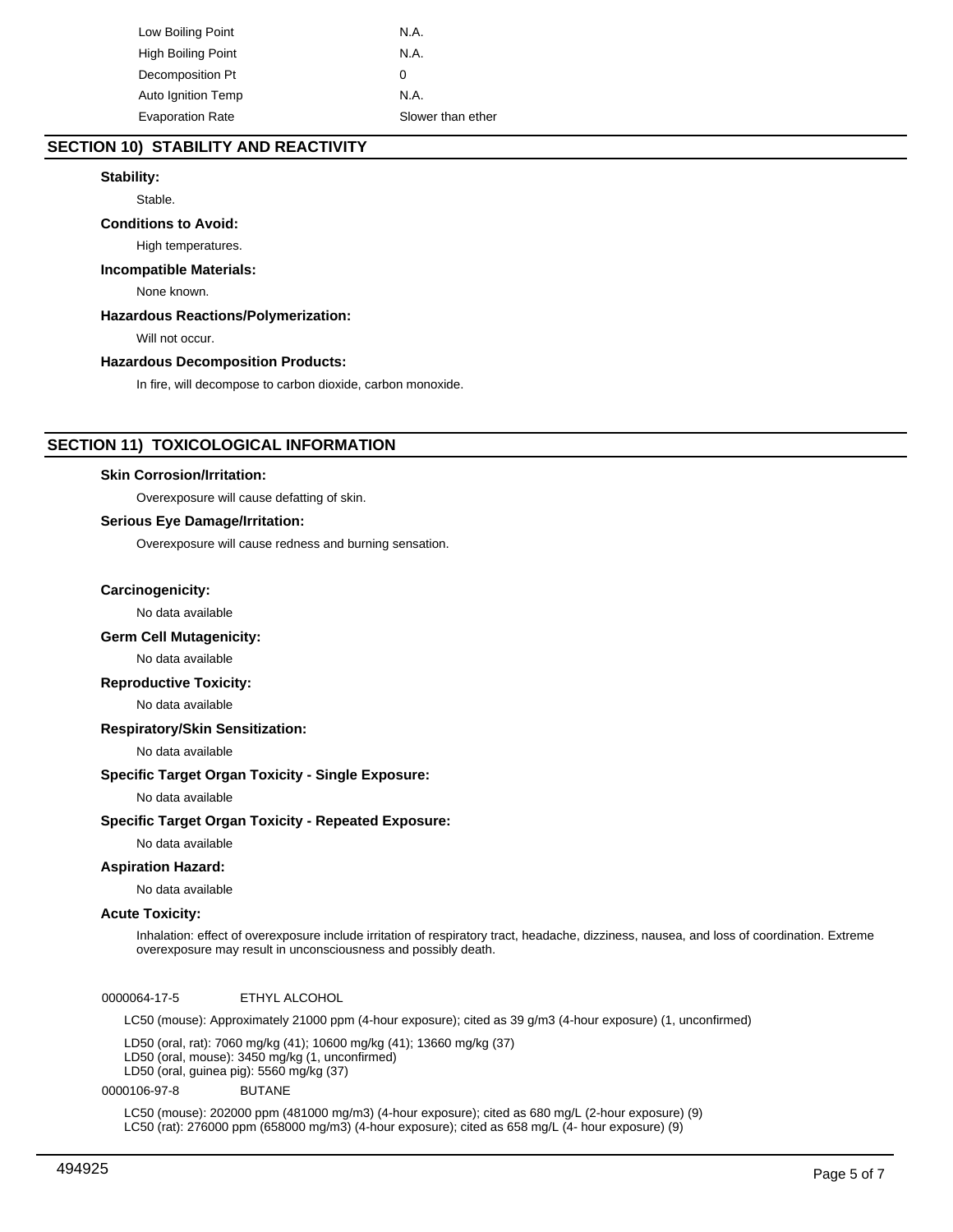| | |
|---|---|
| Low Boiling Point | N.A. |
| High Boiling Point | N.A. |
| Decomposition Pt | 0 |
| Auto Ignition Temp | N.A. |
| Evaporation Rate | Slower than ether |

## SECTION 10) STABILITY AND REACTIVITY

**Stability:**

Stable.

**Conditions to Avoid:**

High temperatures.

**Incompatible Materials:**

None known.

**Hazardous Reactions/Polymerization:**

Will not occur.

**Hazardous Decomposition Products:**

In fire, will decompose to carbon dioxide, carbon monoxide.

## SECTION 11) TOXICOLOGICAL INFORMATION

**Skin Corrosion/Irritation:**

Overexposure will cause defatting of skin.

**Serious Eye Damage/Irritation:**

Overexposure will cause redness and burning sensation.

**Carcinogenicity:**

No data available

**Germ Cell Mutagenicity:**

No data available

**Reproductive Toxicity:**

No data available

**Respiratory/Skin Sensitization:**

No data available

**Specific Target Organ Toxicity - Single Exposure:**

No data available

**Specific Target Organ Toxicity - Repeated Exposure:**

No data available

**Aspiration Hazard:**

No data available

**Acute Toxicity:**

Inhalation: effect of overexposure include irritation of respiratory tract, headache, dizziness, nausea, and loss of coordination. Extreme overexposure may result in unconsciousness and possibly death.

0000064-17-5 ETHYL ALCOHOL

LC50 (mouse): Approximately 21000 ppm (4-hour exposure); cited as 39 g/m3 (4-hour exposure) (1, unconfirmed)

LD50 (oral, rat): 7060 mg/kg (41); 10600 mg/kg (41); 13660 mg/kg (37)
LD50 (oral, mouse): 3450 mg/kg (1, unconfirmed)
LD50 (oral, guinea pig): 5560 mg/kg (37)

0000106-97-8 BUTANE

LC50 (mouse): 202000 ppm (481000 mg/m3) (4-hour exposure); cited as 680 mg/L (2-hour exposure) (9)
LC50 (rat): 276000 ppm (658000 mg/m3) (4-hour exposure); cited as 658 mg/L (4- hour exposure) (9)

494925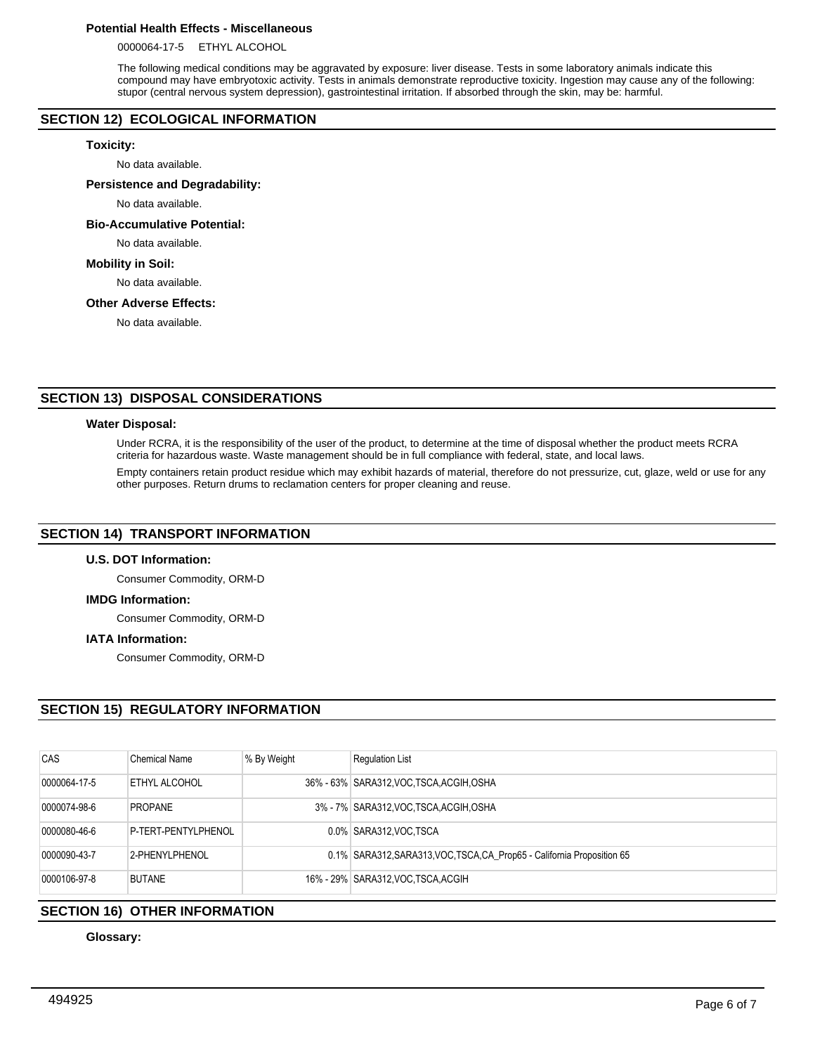### Potential Health Effects - Miscellaneous

0000064-17-5 ETHYL ALCOHOL

The following medical conditions may be aggravated by exposure: liver disease. Tests in some laboratory animals indicate this compound may have embryotoxic activity. Tests in animals demonstrate reproductive toxicity. Ingestion may cause any of the following: stupor (central nervous system depression), gastrointestinal irritation. If absorbed through the skin, may be: harmful.

## SECTION 12) ECOLOGICAL INFORMATION

### Toxicity:

No data available.

### Persistence and Degradability:

No data available.

### Bio-Accumulative Potential:

No data available.

### Mobility in Soil:

No data available.

### Other Adverse Effects:

No data available.

## SECTION 13) DISPOSAL CONSIDERATIONS

### Water Disposal:

Under RCRA, it is the responsibility of the user of the product, to determine at the time of disposal whether the product meets RCRA criteria for hazardous waste. Waste management should be in full compliance with federal, state, and local laws.

Empty containers retain product residue which may exhibit hazards of material, therefore do not pressurize, cut, glaze, weld or use for any other purposes. Return drums to reclamation centers for proper cleaning and reuse.

## SECTION 14) TRANSPORT INFORMATION

### U.S. DOT Information:

Consumer Commodity, ORM-D

### IMDG Information:

Consumer Commodity, ORM-D

### IATA Information:

Consumer Commodity, ORM-D

## SECTION 15) REGULATORY INFORMATION

| CAS | Chemical Name | % By Weight | Regulation List |
|---|---|---|---|
| 0000064-17-5 | ETHYL ALCOHOL | 36% - 63% | SARA312,VOC,TSCA,ACGIH,OSHA |
| 0000074-98-6 | PROPANE | 3% - 7% | SARA312,VOC,TSCA,ACGIH,OSHA |
| 0000080-46-6 | P-TERT-PENTYLPHENOL | 0.0% | SARA312,VOC,TSCA |
| 0000090-43-7 | 2-PHENYLPHENOL | 0.1% | SARA312,SARA313,VOC,TSCA,CA_Prop65 - California Proposition 65 |
| 0000106-97-8 | BUTANE | 16% - 29% | SARA312,VOC,TSCA,ACGIH |

## SECTION 16) OTHER INFORMATION

### Glossary: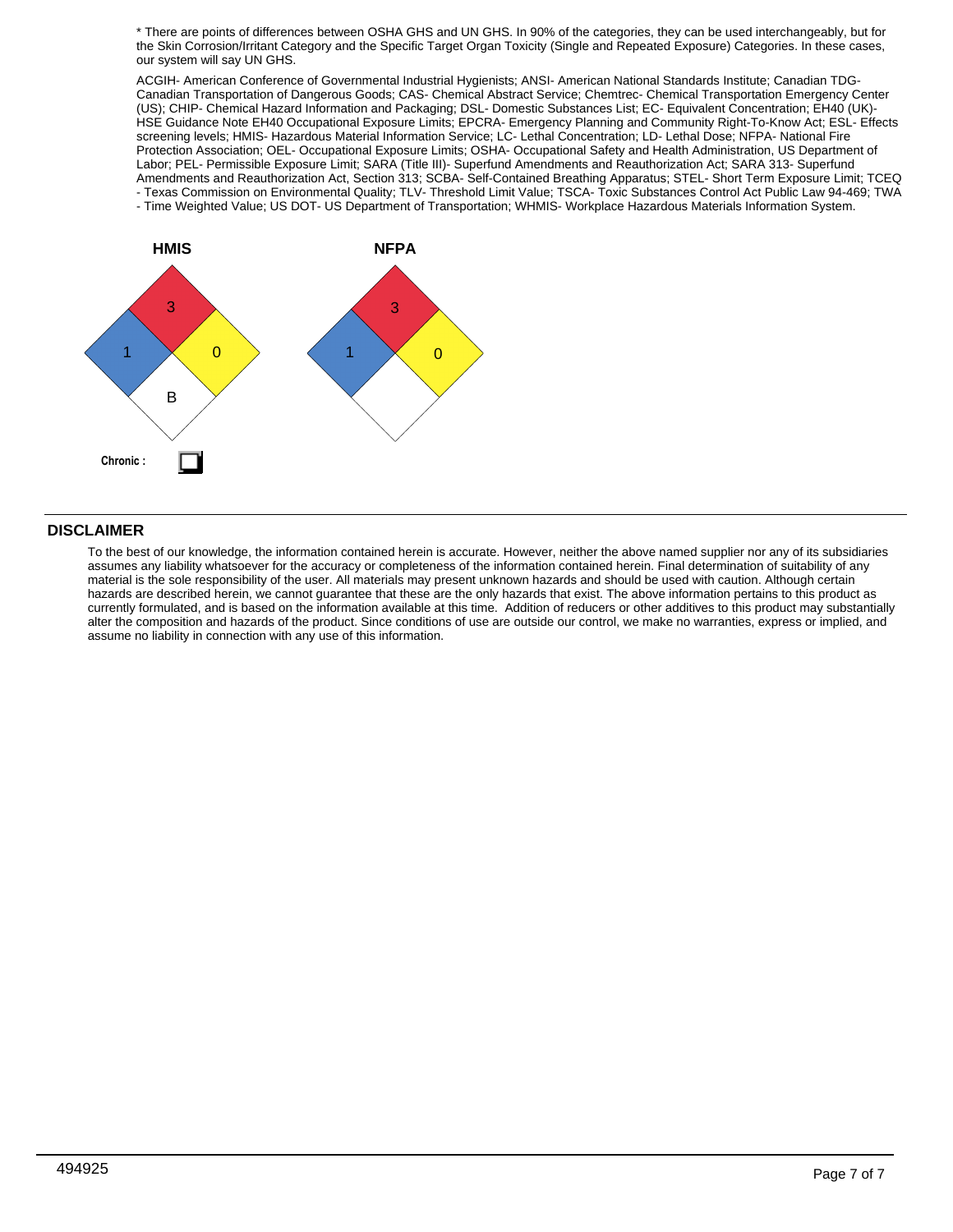* There are points of differences between OSHA GHS and UN GHS. In 90% of the categories, they can be used interchangeably, but for the Skin Corrosion/Irritant Category and the Specific Target Organ Toxicity (Single and Repeated Exposure) Categories. In these cases, our system will say UN GHS.

ACGIH- American Conference of Governmental Industrial Hygienists; ANSI- American National Standards Institute; Canadian TDG- Canadian Transportation of Dangerous Goods; CAS- Chemical Abstract Service; Chemtrec- Chemical Transportation Emergency Center (US); CHIP- Chemical Hazard Information and Packaging; DSL- Domestic Substances List; EC- Equivalent Concentration; EH40 (UK)- HSE Guidance Note EH40 Occupational Exposure Limits; EPCRA- Emergency Planning and Community Right-To-Know Act; ESL- Effects screening levels; HMIS- Hazardous Material Information Service; LC- Lethal Concentration; LD- Lethal Dose; NFPA- National Fire Protection Association; OEL- Occupational Exposure Limits; OSHA- Occupational Safety and Health Administration, US Department of Labor; PEL- Permissible Exposure Limit; SARA (Title III)- Superfund Amendments and Reauthorization Act; SARA 313- Superfund Amendments and Reauthorization Act, Section 313; SCBA- Self-Contained Breathing Apparatus; STEL- Short Term Exposure Limit; TCEQ - Texas Commission on Environmental Quality; TLV- Threshold Limit Value; TSCA- Toxic Substances Control Act Public Law 94-469; TWA - Time Weighted Value; US DOT- US Department of Transportation; WHMIS- Workplace Hazardous Materials Information System.

**HMIS**

3

1

0

B

Chronic :

**NFPA**

3

1

0

## DISCLAIMER

To the best of our knowledge, the information contained herein is accurate. However, neither the above named supplier nor any of its subsidiaries assumes any liability whatsoever for the accuracy or completeness of the information contained herein. Final determination of suitability of any material is the sole responsibility of the user. All materials may present unknown hazards and should be used with caution. Although certain hazards are described herein, we cannot guarantee that these are the only hazards that exist. The above information pertains to this product as currently formulated, and is based on the information available at this time. Addition of reducers or other additives to this product may substantially alter the composition and hazards of the product. Since conditions of use are outside our control, we make no warranties, express or implied, and assume no liability in connection with any use of this information.

494925